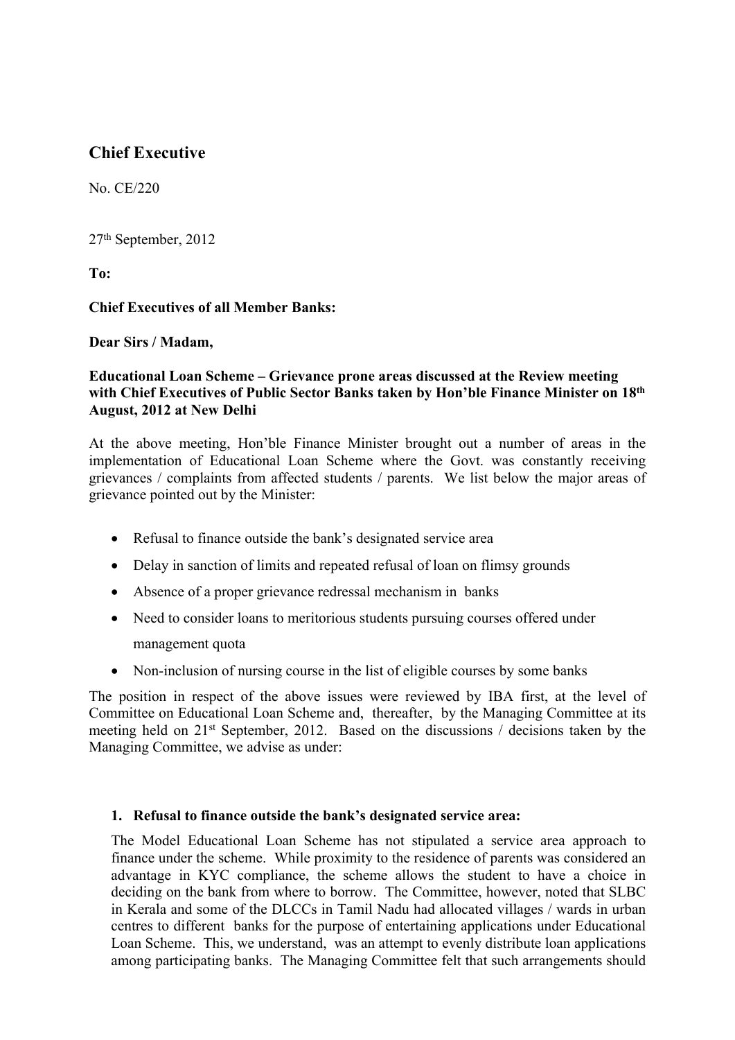## Chief Executive

No. CE/220

27th September, 2012

**To:**

**Chief Executives of all Member Banks:**

**Dear Sirs / Madam,**

**Educational Loan Scheme – Grievance prone areas discussed at the Review meeting with Chief Executives of Public Sector Banks taken by Hon'ble Finance Minister on 18th August, 2012 at New Delhi**

At the above meeting, Hon'ble Finance Minister brought out a number of areas in the implementation of Educational Loan Scheme where the Govt. was constantly receiving grievances / complaints from affected students / parents. We list below the major areas of grievance pointed out by the Minister:

- Refusal to finance outside the bank's designated service area
- Delay in sanction of limits and repeated refusal of loan on flimsy grounds
- Absence of a proper grievance redressal mechanism in banks
- Need to consider loans to meritorious students pursuing courses offered under management quota
- Non-inclusion of nursing course in the list of eligible courses by some banks

The position in respect of the above issues were reviewed by IBA first, at the level of Committee on Educational Loan Scheme and, thereafter, by the Managing Committee at its meeting held on 21st September, 2012. Based on the discussions / decisions taken by the Managing Committee, we advise as under:

1. **Refusal to finance outside the bank's designated service area:**

   The Model Educational Loan Scheme has not stipulated a service area approach to finance under the scheme. While proximity to the residence of parents was considered an advantage in KYC compliance, the scheme allows the student to have a choice in deciding on the bank from where to borrow. The Committee, however, noted that SLBC in Kerala and some of the DLCCs in Tamil Nadu had allocated villages / wards in urban centres to different banks for the purpose of entertaining applications under Educational Loan Scheme. This, we understand, was an attempt to evenly distribute loan applications among participating banks. The Managing Committee felt that such arrangements should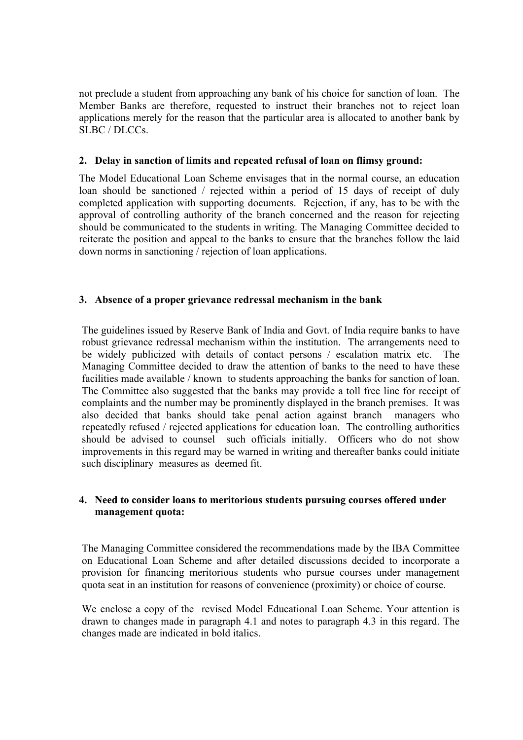not preclude a student from approaching any bank of his choice for sanction of loan. The Member Banks are therefore, requested to instruct their branches not to reject loan applications merely for the reason that the particular area is allocated to another bank by SLBC / DLCCs.

**2. Delay in sanction of limits and repeated refusal of loan on flimsy ground:**

The Model Educational Loan Scheme envisages that in the normal course, an education loan should be sanctioned / rejected within a period of 15 days of receipt of duly completed application with supporting documents. Rejection, if any, has to be with the approval of controlling authority of the branch concerned and the reason for rejecting should be communicated to the students in writing. The Managing Committee decided to reiterate the position and appeal to the banks to ensure that the branches follow the laid down norms in sanctioning / rejection of loan applications.

**3. Absence of a proper grievance redressal mechanism in the bank**

The guidelines issued by Reserve Bank of India and Govt. of India require banks to have robust grievance redressal mechanism within the institution. The arrangements need to be widely publicized with details of contact persons / escalation matrix etc. The Managing Committee decided to draw the attention of banks to the need to have these facilities made available / known to students approaching the banks for sanction of loan. The Committee also suggested that the banks may provide a toll free line for receipt of complaints and the number may be prominently displayed in the branch premises. It was also decided that banks should take penal action against branch managers who repeatedly refused / rejected applications for education loan. The controlling authorities should be advised to counsel such officials initially. Officers who do not show improvements in this regard may be warned in writing and thereafter banks could initiate such disciplinary measures as deemed fit.

**4. Need to consider loans to meritorious students pursuing courses offered under management quota:**

The Managing Committee considered the recommendations made by the IBA Committee on Educational Loan Scheme and after detailed discussions decided to incorporate a provision for financing meritorious students who pursue courses under management quota seat in an institution for reasons of convenience (proximity) or choice of course.

We enclose a copy of the revised Model Educational Loan Scheme. Your attention is drawn to changes made in paragraph 4.1 and notes to paragraph 4.3 in this regard. The changes made are indicated in bold italics.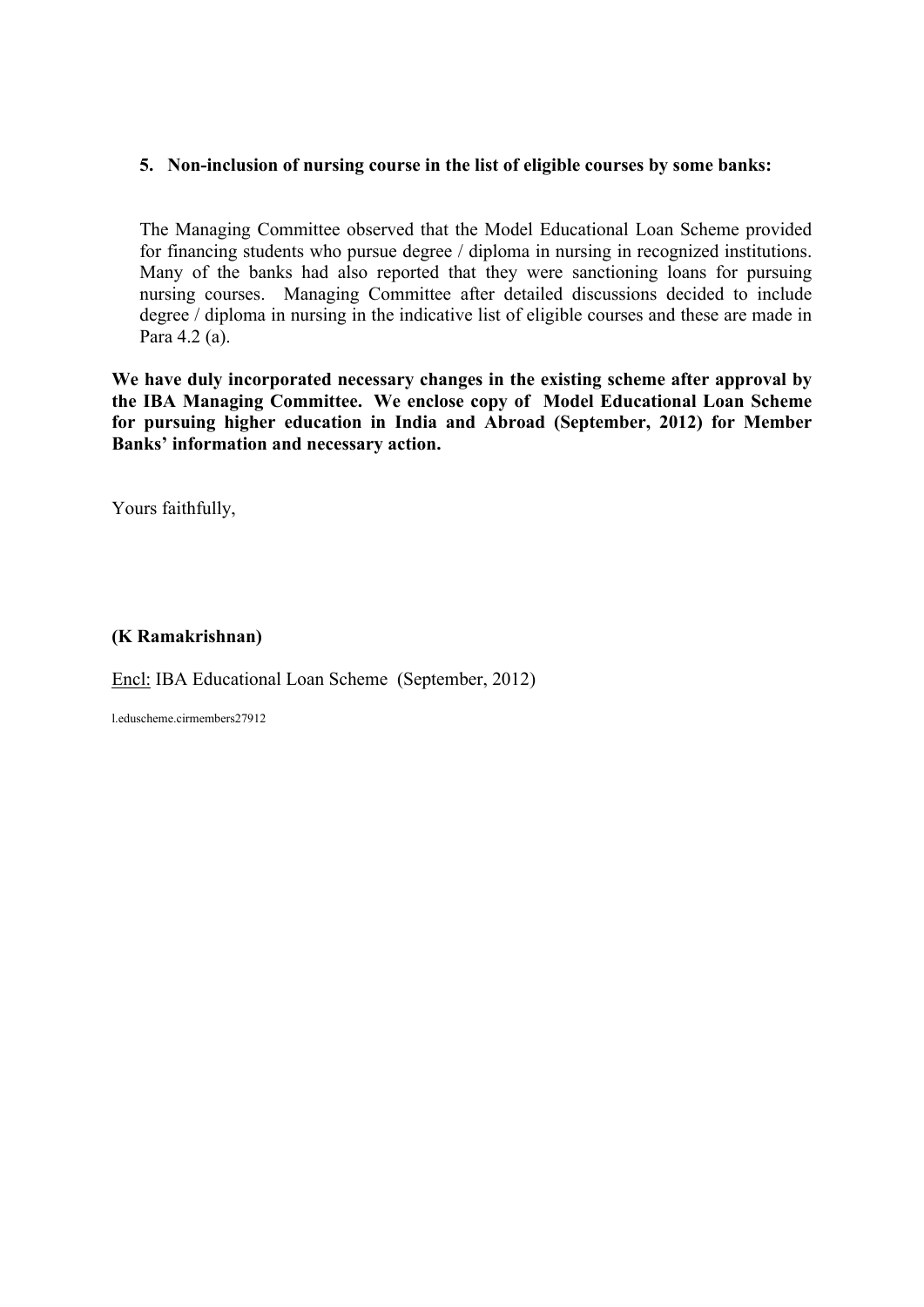5. **Non-inclusion of nursing course in the list of eligible courses by some banks:**

   The Managing Committee observed that the Model Educational Loan Scheme provided for financing students who pursue degree / diploma in nursing in recognized institutions. Many of the banks had also reported that they were sanctioning loans for pursuing nursing courses. Managing Committee after detailed discussions decided to include degree / diploma in nursing in the indicative list of eligible courses and these are made in Para 4.2 (a).

**We have duly incorporated necessary changes in the existing scheme after approval by the IBA Managing Committee. We enclose copy of Model Educational Loan Scheme for pursuing higher education in India and Abroad (September, 2012) for Member Banks' information and necessary action.**

Yours faithfully,

**(K Ramakrishnan)**

Encl: IBA Educational Loan Scheme (September, 2012)

l.eduscheme.cirmembers27912